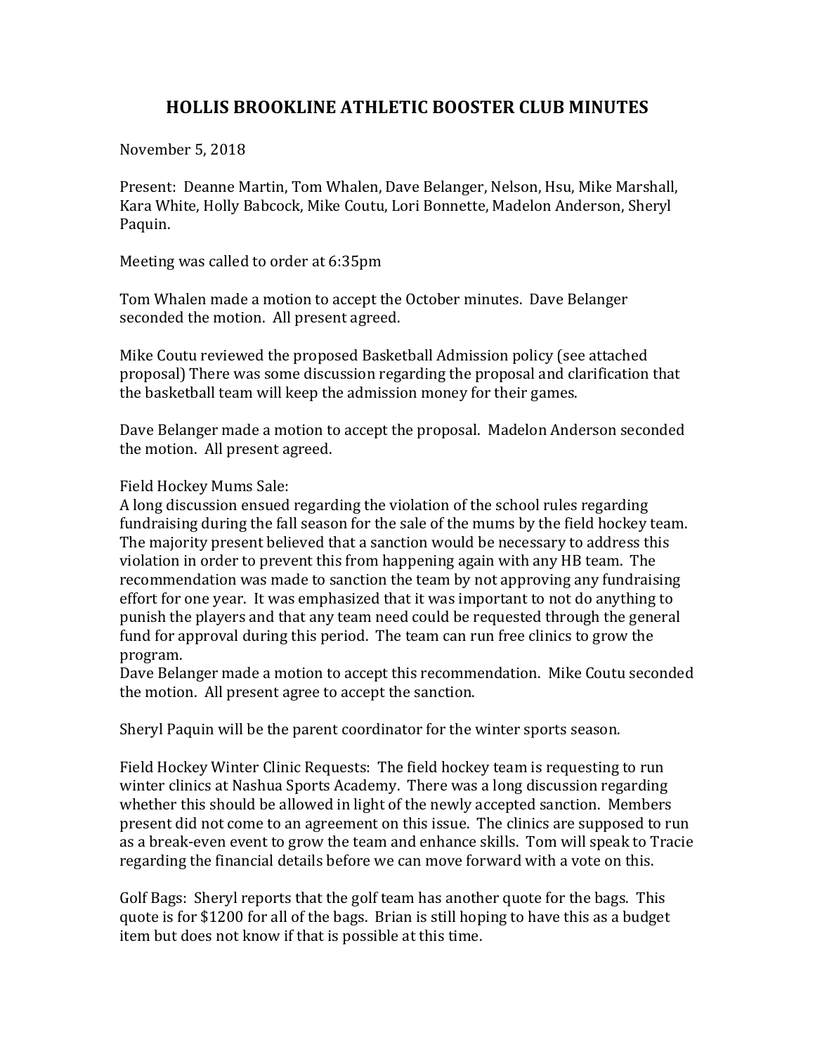# HOLLIS BROOKLINE ATHLETIC BOOSTER CLUB MINUTES

November 5, 2018

Present: Deanne Martin, Tom Whalen, Dave Belanger, Nelson, Hsu, Mike Marshall, Kara White, Holly Babcock, Mike Coutu, Lori Bonnette, Madelon Anderson, Sheryl Paquin.

Meeting was called to order at 6:35pm

Tom Whalen made a motion to accept the October minutes. Dave Belanger seconded the motion. All present agreed.

Mike Coutu reviewed the proposed Basketball Admission policy (see attached proposal) There was some discussion regarding the proposal and clarification that the basketball team will keep the admission money for their games.

Dave Belanger made a motion to accept the proposal. Madelon Anderson seconded the motion. All present agreed.

Field Hockey Mums Sale:
A long discussion ensued regarding the violation of the school rules regarding fundraising during the fall season for the sale of the mums by the field hockey team. The majority present believed that a sanction would be necessary to address this violation in order to prevent this from happening again with any HB team. The recommendation was made to sanction the team by not approving any fundraising effort for one year. It was emphasized that it was important to not do anything to punish the players and that any team need could be requested through the general fund for approval during this period. The team can run free clinics to grow the program.
Dave Belanger made a motion to accept this recommendation. Mike Coutu seconded the motion. All present agree to accept the sanction.

Sheryl Paquin will be the parent coordinator for the winter sports season.

Field Hockey Winter Clinic Requests: The field hockey team is requesting to run winter clinics at Nashua Sports Academy. There was a long discussion regarding whether this should be allowed in light of the newly accepted sanction. Members present did not come to an agreement on this issue. The clinics are supposed to run as a break-even event to grow the team and enhance skills. Tom will speak to Tracie regarding the financial details before we can move forward with a vote on this.

Golf Bags: Sheryl reports that the golf team has another quote for the bags. This quote is for $1200 for all of the bags. Brian is still hoping to have this as a budget item but does not know if that is possible at this time.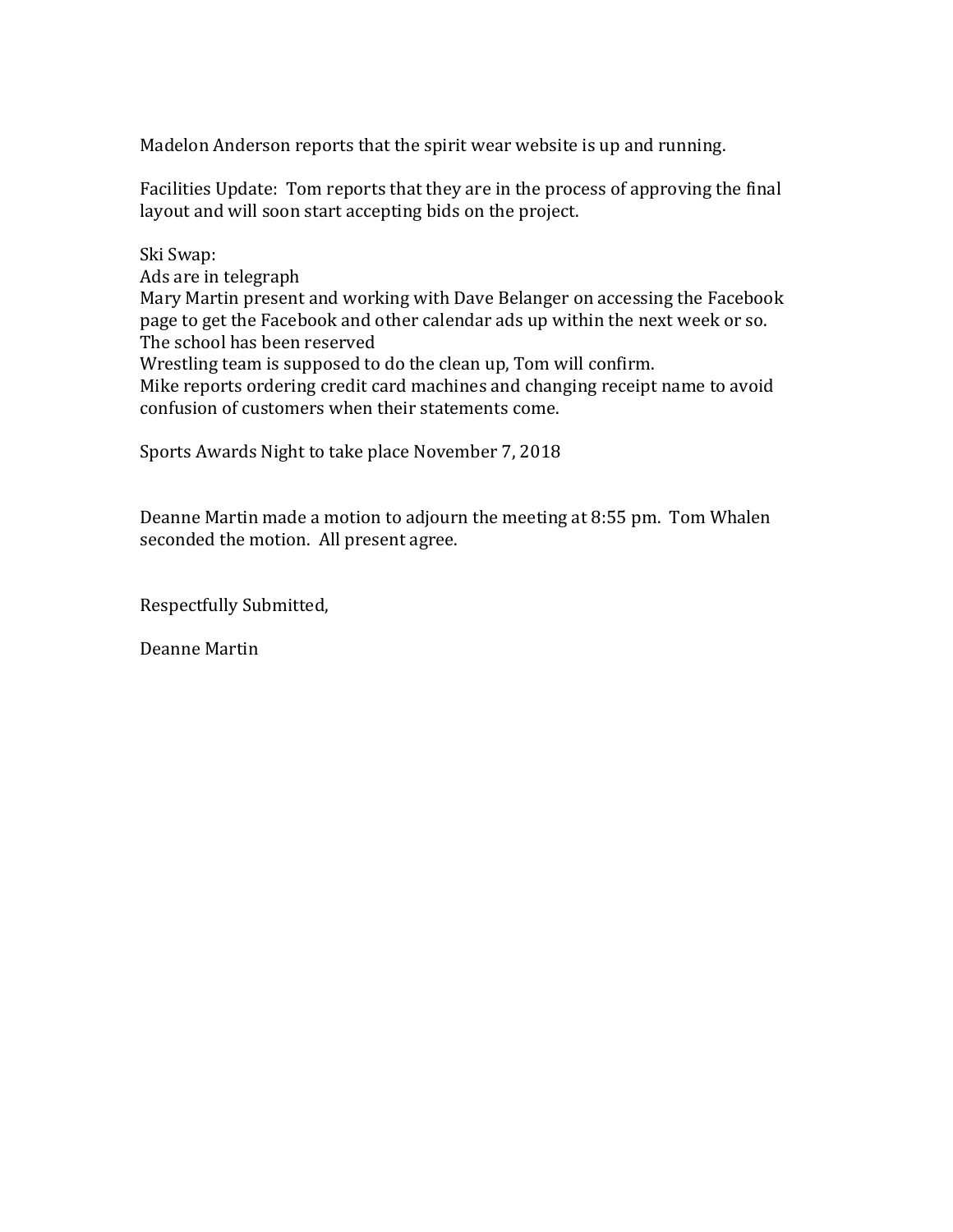Madelon Anderson reports that the spirit wear website is up and running.

Facilities Update: Tom reports that they are in the process of approving the final layout and will soon start accepting bids on the project.

Ski Swap:
Ads are in telegraph
Mary Martin present and working with Dave Belanger on accessing the Facebook page to get the Facebook and other calendar ads up within the next week or so.
The school has been reserved
Wrestling team is supposed to do the clean up, Tom will confirm.
Mike reports ordering credit card machines and changing receipt name to avoid confusion of customers when their statements come.

Sports Awards Night to take place November 7, 2018

Deanne Martin made a motion to adjourn the meeting at 8:55 pm. Tom Whalen seconded the motion. All present agree.

Respectfully Submitted,

Deanne Martin